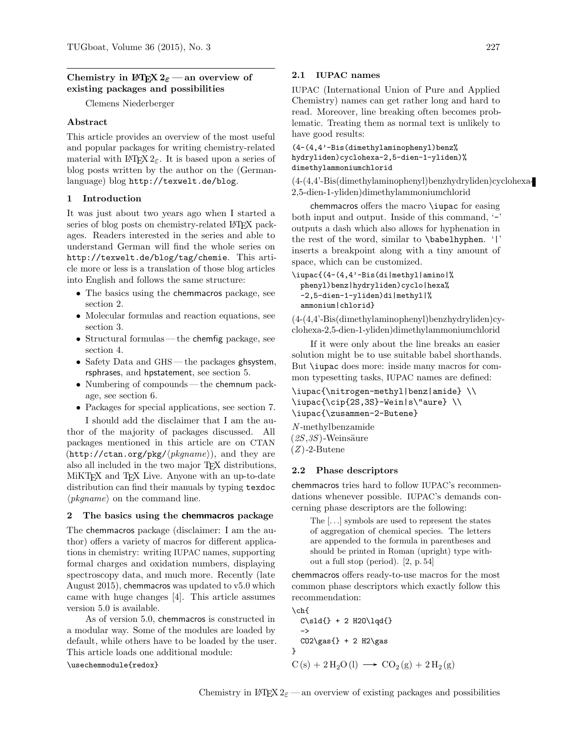## Chemistry in LaTeX 2ε — an overview of existing packages and possibilities

Clemens Niederberger

### Abstract

This article provides an overview of the most useful and popular packages for writing chemistry-related material with LaTeX 2ε. It is based upon a series of blog posts written by the author on the (German-language) blog `http://texwelt.de/blog`.

## 1 Introduction

It was just about two years ago when I started a series of blog posts on chemistry-related LaTeX packages. Readers interested in the series and able to understand German will find the whole series on `http://texwelt.de/blog/tag/chemie`. This article more or less is a translation of those blog articles into English and follows the same structure:

- The basics using the chemmacros package, see section 2.
- Molecular formulas and reaction equations, see section 3.
- Structural formulas — the chemfig package, see section 4.
- Safety Data and GHS — the packages ghsystem, rsphrases, and hpstatement, see section 5.
- Numbering of compounds — the chemnum package, see section 6.
- Packages for special applications, see section 7.

I should add the disclaimer that I am the author of the majority of packages discussed. All packages mentioned in this article are on CTAN (`http://ctan.org/pkg/`⟨*pkgname*⟩), and they are also all included in the two major TeX distributions, MiKTeX and TeX Live. Anyone with an up-to-date distribution can find their manuals by typing `texdoc` ⟨*pkgname*⟩ on the command line.

## 2 The basics using the chemmacros package

The chemmacros package (disclaimer: I am the author) offers a variety of macros for different applications in chemistry: writing IUPAC names, supporting formal charges and oxidation numbers, displaying spectroscopy data, and much more. Recently (late August 2015), chemmacros was updated to v5.0 which came with huge changes [4]. This article assumes version 5.0 is available.

As of version 5.0, chemmacros is constructed in a modular way. Some of the modules are loaded by default, while others have to be loaded by the user. This article loads one additional module:

```
\usechemmodule{redox}
```

### 2.1 IUPAC names

IUPAC (International Union of Pure and Applied Chemistry) names can get rather long and hard to read. Moreover, line breaking often becomes problematic. Treating them as normal text is unlikely to have good results:

```
(4-(4,4'-Bis(dimethylaminophenyl)benz%
hydryliden)cyclohexa-2,5-dien-1-yliden)%
dimethylammoniumchlorid
```

(4-(4,4'-Bis(dimethylaminophenyl)benzhydryliden)cyclohexa-2,5-dien-1-yliden)dimethylammoniumchlorid

chemmacros offers the macro `\iupac` for easing both input and output. Inside of this command, '`-`' outputs a dash which also allows for hyphenation in the rest of the word, similar to `\babelhyphen`. '`|`' inserts a breakpoint along with a tiny amount of space, which can be customized.

```
\iupac{(4-(4,4'-Bis(di|methyl|amino|%
  phenyl)benz|hydryliden)cyclo|hexa%
  -2,5-dien-1-yliden)di|methyl|%
  ammonium|chlorid}
```

(4-(4,4'-Bis(dimethylaminophenyl)benzhydryliden)cyclohexa-2,5-dien-1-yliden)dimethylammoniumchlorid

If it were only about the line breaks an easier solution might be to use suitable babel shorthands. But `\iupac` does more: inside many macros for common typesetting tasks, IUPAC names are defined:

```
\iupac{\nitrogen-methyl|benz|amide} \\
\iupac{\cip{2S,3S}-Wein|s\"aure} \\
\iupac{\zusammen-2-Butene}
```

*N*-methylbenzamide
(*2S*,*3S*)-Weinsäure
(*Z*)-2-Butene

### 2.2 Phase descriptors

chemmacros tries hard to follow IUPAC's recommendations whenever possible. IUPAC's demands concerning phase descriptors are the following:

> The [...] symbols are used to represent the states of aggregation of chemical species. The letters are appended to the formula in parentheses and should be printed in Roman (upright) type without a full stop (period). [2, p. 54]

chemmacros offers ready-to-use macros for the most common phase descriptors which exactly follow this recommendation:

```
\ch{
  C\sld{} + 2 H2O\lqd{}
  ->
  CO2\gas{} + 2 H2\gas
}
```

$\mathrm{C\,(s) + 2\,H_2O\,(l) \longrightarrow CO_2\,(g) + 2\,H_2\,(g)}$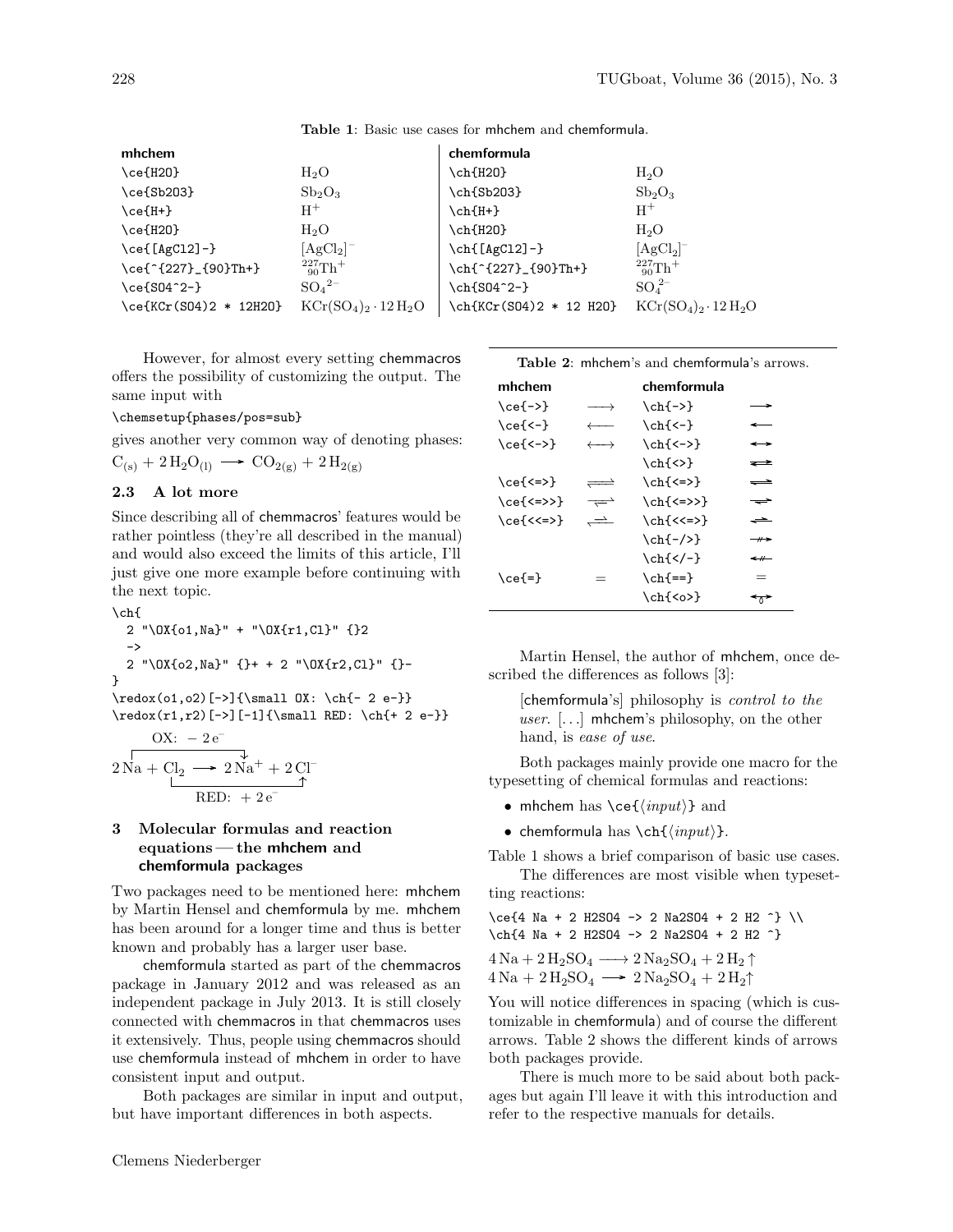**Table 1**: Basic use cases for mhchem and chemformula.

| mhchem | | chemformula | |
|---|---|---|---|
| `\ce{H2O}` | $H_2O$ | `\ch{H2O}` | $H_2O$ |
| `\ce{Sb2O3}` | $Sb_2O_3$ | `\ch{Sb2O3}` | $Sb_2O_3$ |
| `\ce{H+}` | $H^+$ | `\ch{H+}` | $H^+$ |
| `\ce{H2O}` | $H_2O$ | `\ch{H2O}` | $H_2O$ |
| `\ce{[AgCl2]-}` | $[AgCl_2]^-$ | `\ch{[AgCl2]-}` | $[AgCl_2]^-$ |
| `\ce{^{227}_{90}Th+}` | ${}^{227}_{90}Th^+$ | `\ch{^{227}_{90}Th+}` | ${}^{227}_{90}Th^+$ |
| `\ce{SO4^2-}` | $SO_4{}^{2-}$ | `\ch{SO4^2-}` | $SO_4^{2-}$ |
| `\ce{KCr(SO4)2 * 12H2O}` | $KCr(SO_4)_2 \cdot 12\,H_2O$ | `\ch{KCr(SO4)2 * 12 H2O}` | $KCr(SO_4)_2 \cdot 12\,H_2O$ |

However, for almost every setting chemmacros offers the possibility of customizing the output. The same input with

```
\chemsetup{phases/pos=sub}
```

gives another very common way of denoting phases: $C_{(s)} + 2\,H_2O_{(l)} \longrightarrow CO_{2(g)} + 2\,H_{2(g)}$

## 2.3 A lot more

Since describing all of chemmacros' features would be rather pointless (they're all described in the manual) and would also exceed the limits of this article, I'll just give one more example before continuing with the next topic.

```
\ch{
  2 "\OX{o1,Na}" + "\OX{r1,Cl}" {}2
  ->
  2 "\OX{o2,Na}" {}+ + 2 "\OX{r2,Cl}" {}-
}
\redox(o1,o2)[->]{\small OX: \ch{- 2 e-}}
\redox(r1,r2)[->][-1]{\small RED: \ch{+ 2 e-}}
```

$$2\,Na + Cl_2 \longrightarrow 2\,Na^+ + 2\,Cl^-$$

(OX: $-\,2\,e^-$; RED: $+\,2\,e^-$)

# 3 Molecular formulas and reaction equations — the mhchem and chemformula packages

Two packages need to be mentioned here: mhchem by Martin Hensel and chemformula by me. mhchem has been around for a longer time and thus is better known and probably has a larger user base.

chemformula started as part of the chemmacros package in January 2012 and was released as an independent package in July 2013. It is still closely connected with chemmacros in that chemmacros uses it extensively. Thus, people using chemmacros should use chemformula instead of mhchem in order to have consistent input and output.

Both packages are similar in input and output, but have important differences in both aspects.

**Table 2**: mhchem's and chemformula's arrows.

| mhchem | | chemformula | |
|---|---|---|---|
| `\ce{->}` | $\longrightarrow$ | `\ch{->}` | $\rightarrow$ |
| `\ce{<-}` | $\longleftarrow$ | `\ch{<-}` | $\leftarrow$ |
| `\ce{<->}` | $\longleftrightarrow$ | `\ch{<->}` | $\leftrightarrow$ |
| | | `\ch{<>}` | $\rightleftarrows$ |
| `\ce{<=>}` | $\rightleftharpoons$ | `\ch{<=>}` | $\rightleftharpoons$ |
| `\ce{<=>>}` | $\rightleftharpoons$ | `\ch{<=>>}` | $\rightleftharpoons$ |
| `\ce{<<=>}` | $\rightleftharpoons$ | `\ch{<<=>}` | $\rightleftharpoons$ |
| | | `\ch{-/>}` | $\nrightarrow$ |
| | | `\ch{</-}` | $\nleftarrow$ |
| `\ce{=}` | $=$ | `\ch{==}` | $=$ |
| | | `\ch{<o>}` | $\leftrightarrow$ |

Martin Hensel, the author of mhchem, once described the differences as follows [3]:

> [chemformula's] philosophy is *control to the user*. [...] mhchem's philosophy, on the other hand, is *ease of use*.

Both packages mainly provide one macro for the typesetting of chemical formulas and reactions:

- mhchem has `\ce{⟨input⟩}` and
- chemformula has `\ch{⟨input⟩}`.

Table 1 shows a brief comparison of basic use cases.

The differences are most visible when typesetting reactions:

```
\ce{4 Na + 2 H2SO4 -> 2 Na2SO4 + 2 H2 ^} \\
\ch{4 Na + 2 H2SO4 -> 2 Na2SO4 + 2 H2 ^}
```

$4\,Na + 2\,H_2SO_4 \longrightarrow 2\,Na_2SO_4 + 2\,H_2\uparrow$
$4\,Na + 2\,H_2SO_4 \longrightarrow 2\,Na_2SO_4 + 2\,H_2\uparrow$

You will notice differences in spacing (which is customizable in chemformula) and of course the different arrows. Table 2 shows the different kinds of arrows both packages provide.

There is much more to be said about both packages but again I'll leave it with this introduction and refer to the respective manuals for details.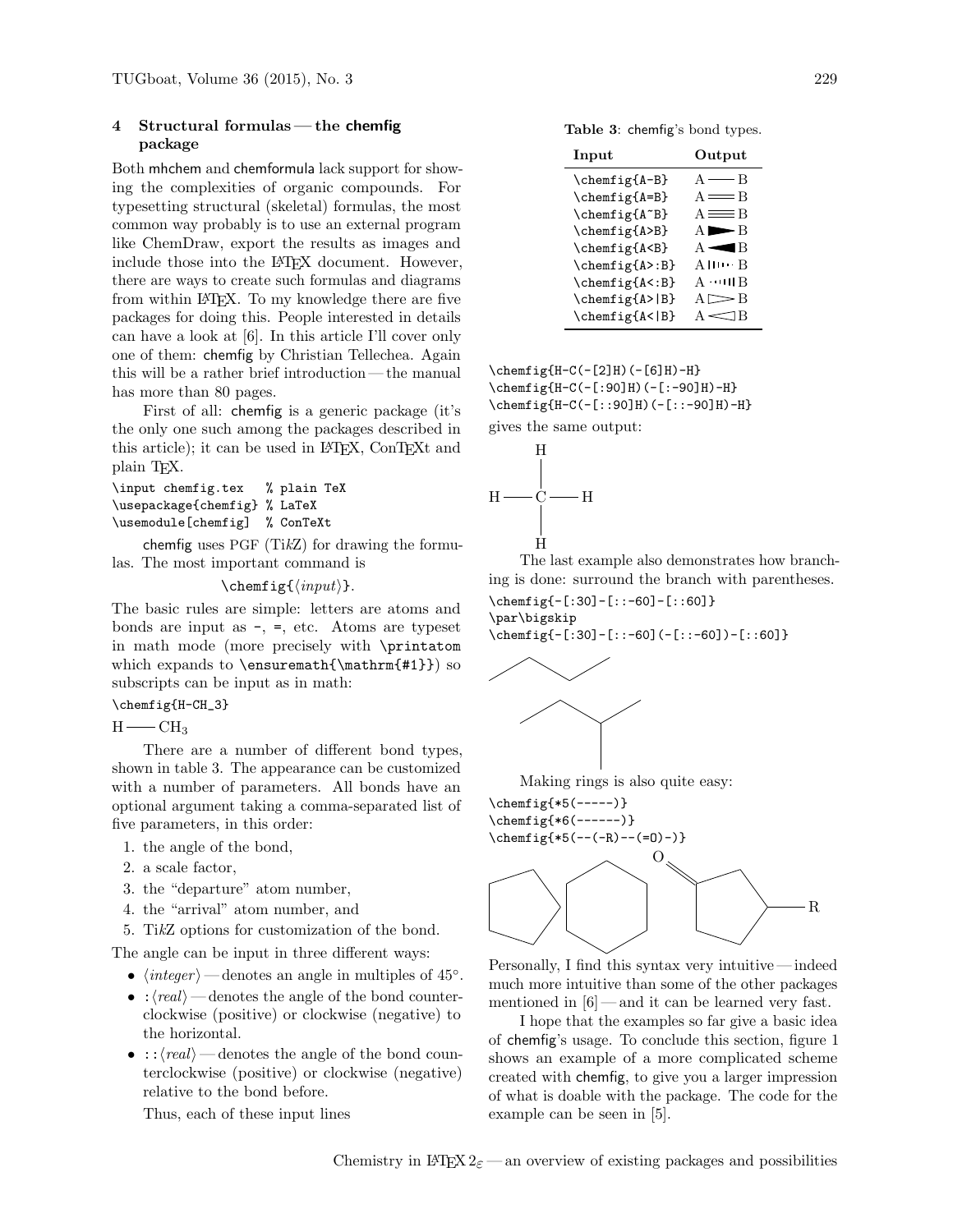## 4 Structural formulas — the chemfig package

Both mhchem and chemformula lack support for showing the complexities of organic compounds. For typesetting structural (skeletal) formulas, the most common way probably is to use an external program like ChemDraw, export the results as images and include those into the LaTeX document. However, there are ways to create such formulas and diagrams from within LaTeX. To my knowledge there are five packages for doing this. People interested in details can have a look at [6]. In this article I'll cover only one of them: chemfig by Christian Tellechea. Again this will be a rather brief introduction — the manual has more than 80 pages.

First of all: chemfig is a generic package (it's the only one such among the packages described in this article); it can be used in LaTeX, ConTeXt and plain TeX.

```
\input chemfig.tex   % plain TeX
\usepackage{chemfig} % LaTeX
\usemodule[chemfig]  % ConTeXt
```

chemfig uses PGF (TikZ) for drawing the formulas. The most important command is

\chemfig{⟨*input*⟩}.

The basic rules are simple: letters are atoms and bonds are input as `-`, `=`, etc. Atoms are typeset in math mode (more precisely with `\printatom` which expands to `\ensuremath{\mathrm{#1}}`) so subscripts can be input as in math:

```
\chemfig{H-CH_3}
```

H —— $CH_3$

There are a number of different bond types, shown in table 3. The appearance can be customized with a number of parameters. All bonds have an optional argument taking a comma-separated list of five parameters, in this order:

1. the angle of the bond,
2. a scale factor,
3. the "departure" atom number,
4. the "arrival" atom number, and
5. TikZ options for customization of the bond.

The angle can be input in three different ways:

- ⟨*integer*⟩ — denotes an angle in multiples of 45°.
- `:`⟨*real*⟩ — denotes the angle of the bond counterclockwise (positive) or clockwise (negative) to the horizontal.
- `::`⟨*real*⟩ — denotes the angle of the bond counterclockwise (positive) or clockwise (negative) relative to the bond before.

Thus, each of these input lines

**Table 3**: chemfig's bond types.

| Input | Output |
|---|---|
| `\chemfig{A-B}` | A —— B |
| `\chemfig{A=B}` | A ═══ B |
| `\chemfig{A~B}` | A ≡≡≡ B |
| `\chemfig{A>B}` | A ▶ B |
| `\chemfig{A<B}` | A ◀ B |
| `\chemfig{A>:B}` | A hashed B |
| `\chemfig{A<:B}` | A hashed B |
| `\chemfig{A>\|B}` | A ▷ B |
| `\chemfig{A<\|B}` | A ◁ B |

```
\chemfig{H-C(-[2]H)(-[6]H)-H}
\chemfig{H-C(-[:90]H)(-[:-90]H)-H}
\chemfig{H-C(-[::90]H)(-[::-90]H)-H}
```

gives the same output:

The last example also demonstrates how branching is done: surround the branch with parentheses.

```
\chemfig{-[:30]-[::-60]-[::60]}
\par\bigskip
\chemfig{-[:30]-[::-60](-[::-60])-[::60]}
```

Making rings is also quite easy:

```
\chemfig{*5(-----)}
\chemfig{*6(------)}
\chemfig{*5(--(-R)--(=O)-)}
```

Personally, I find this syntax very intuitive — indeed much more intuitive than some of the other packages mentioned in [6] — and it can be learned very fast.

I hope that the examples so far give a basic idea of chemfig's usage. To conclude this section, figure 1 shows an example of a more complicated scheme created with chemfig, to give you a larger impression of what is doable with the package. The code for the example can be seen in [5].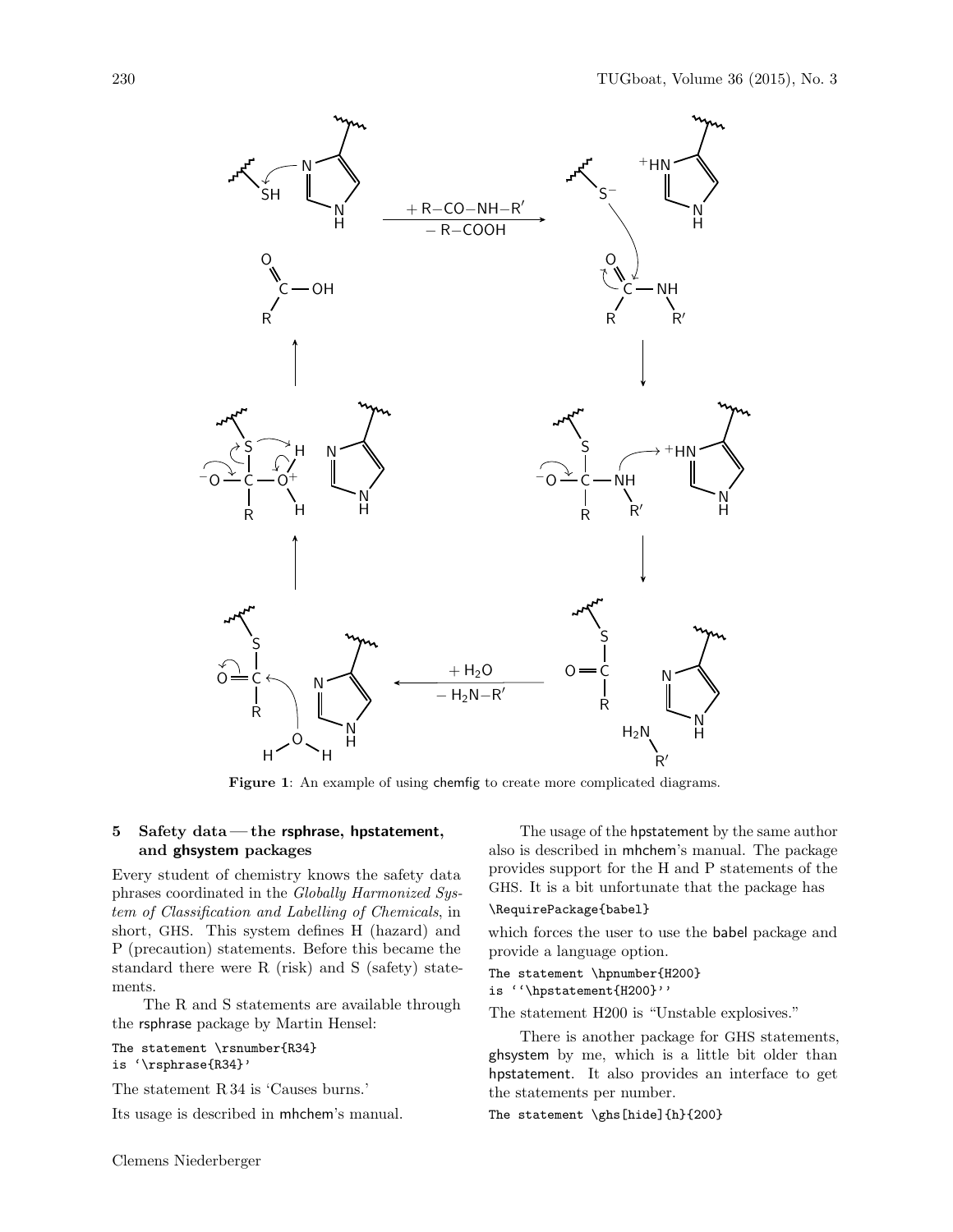**Figure 1**: An example of using chemfig to create more complicated diagrams.

## 5 Safety data — the rsphrase, hpstatement, and ghsystem packages

Every student of chemistry knows the safety data phrases coordinated in the *Globally Harmonized System of Classification and Labelling of Chemicals*, in short, GHS. This system defines H (hazard) and P (precaution) statements. Before this became the standard there were R (risk) and S (safety) statements.

The R and S statements are available through the rsphrase package by Martin Hensel:

```
The statement \rsnumber{R34}
is `\rsphrase{R34}'
```

The statement R 34 is 'Causes burns.'

Its usage is described in mhchem's manual.

The usage of the hpstatement by the same author also is described in mhchem's manual. The package provides support for the H and P statements of the GHS. It is a bit unfortunate that the package has

```
\RequirePackage{babel}
```

which forces the user to use the babel package and provide a language option.

```
The statement \hpnumber{H200}
is ``\hpstatement{H200}''
```

The statement H200 is "Unstable explosives."

There is another package for GHS statements, ghsystem by me, which is a little bit older than hpstatement. It also provides an interface to get the statements per number.

```
The statement \ghs[hide]{h}{200}
```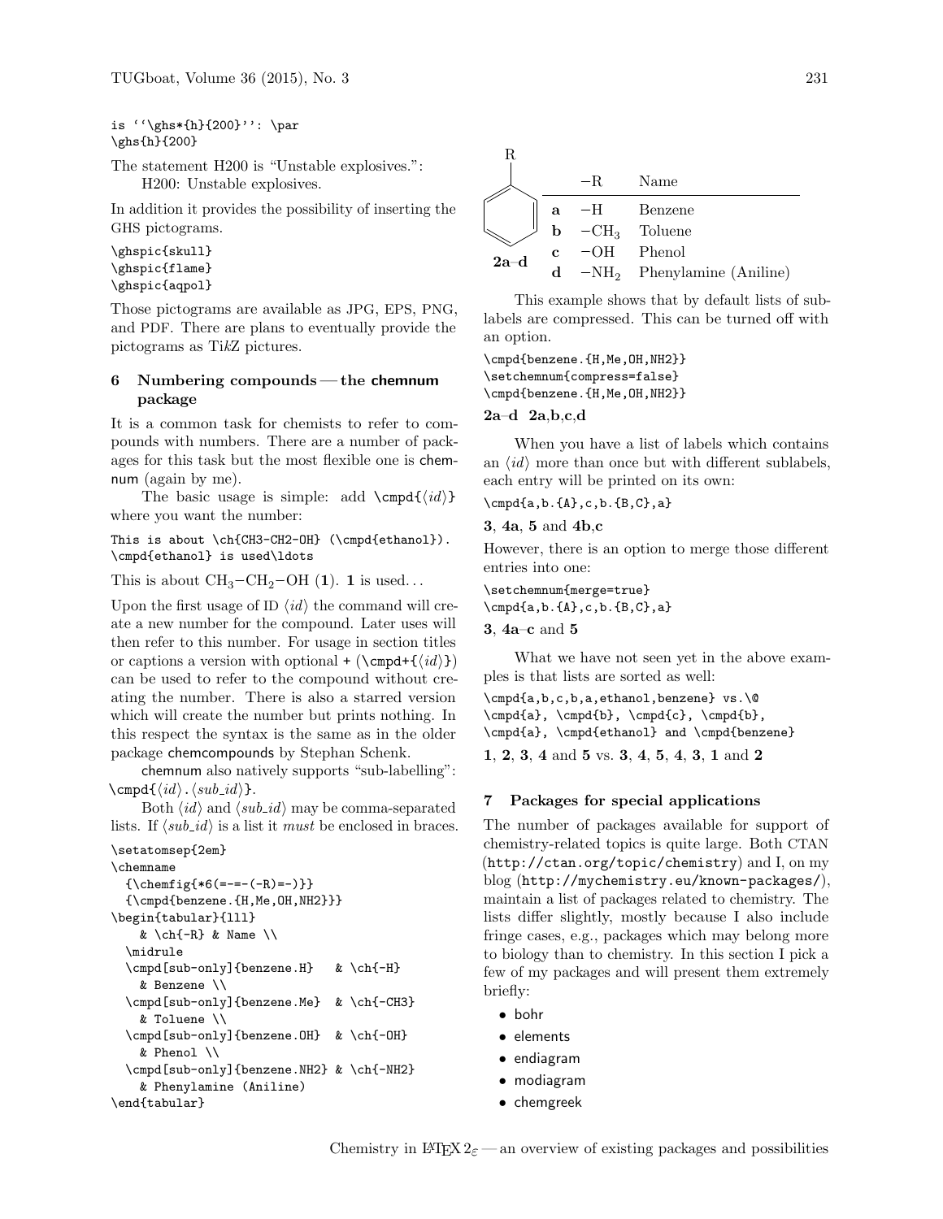```
is ''\ghs*{h}{200}'': \par
\ghs{h}{200}
```

The statement H200 is “Unstable explosives.”:
 H200: Unstable explosives.

In addition it provides the possibility of inserting the GHS pictograms.

```
\ghspic{skull}
\ghspic{flame}
\ghspic{aqpol}
```

Those pictograms are available as JPG, EPS, PNG, and PDF. There are plans to eventually provide the pictograms as TikZ pictures.

## 6 Numbering compounds — the chemnum package

It is a common task for chemists to refer to compounds with numbers. There are a number of packages for this task but the most flexible one is chemnum (again by me).

The basic usage is simple: add `\cmpd{⟨id⟩}` where you want the number:

```
This is about \ch{CH3-CH2-OH} (\cmpd{ethanol}).
\cmpd{ethanol} is used\ldots
```

This is about $CH_3{-}CH_2{-}OH$ (**1**). **1** is used…

Upon the first usage of ID ⟨*id*⟩ the command will create a new number for the compound. Later uses will then refer to this number. For usage in section titles or captions a version with optional `+` (`\cmpd+{⟨id⟩}`) can be used to refer to the compound without creating the number. There is also a starred version which will create the number but prints nothing. In this respect the syntax is the same as in the older package chemcompounds by Stephan Schenk.

chemnum also natively supports “sub-labelling”: `\cmpd{⟨id⟩.⟨sub_id⟩}`.

Both ⟨*id*⟩ and ⟨*sub_id*⟩ may be comma-separated lists. If ⟨*sub_id*⟩ is a list it *must* be enclosed in braces.

```
\setatomsep{2em}
\chemname
  {\chemfig{*6(=-=-(-R)=-)}}
  {\cmpd{benzene.{H,Me,OH,NH2}}}
\begin{tabular}{lll}
    & \ch{-R} & Name \\
  \midrule
  \cmpd[sub-only]{benzene.H}   & \ch{-H}
    & Benzene \\
  \cmpd[sub-only]{benzene.Me}  & \ch{-CH3}
    & Toluene \\
  \cmpd[sub-only]{benzene.OH}  & \ch{-OH}
    & Phenol \\
  \cmpd[sub-only]{benzene.NH2} & \ch{-NH2}
    & Phenylamine (Aniline)
\end{tabular}
```

R (benzene ring) **2a–d**

| | −R | Name |
|---|---|---|
| **a** | −H | Benzene |
| **b** | $-CH_3$ | Toluene |
| **c** | −OH | Phenol |
| **d** | $-NH_2$ | Phenylamine (Aniline) |

This example shows that by default lists of sublabels are compressed. This can be turned off with an option.

```
\cmpd{benzene.{H,Me,OH,NH2}}
\setchemnum{compress=false}
\cmpd{benzene.{H,Me,OH,NH2}}
```

**2a–d** **2a**,**b**,**c**,**d**

When you have a list of labels which contains an ⟨*id*⟩ more than once but with different sublabels, each entry will be printed on its own:

```
\cmpd{a,b.{A},c,b.{B,C},a}
```

**3**, **4a**, **5** and **4b**,**c**

However, there is an option to merge those different entries into one:

```
\setchemnum{merge=true}
\cmpd{a,b.{A},c,b.{B,C},a}
```

**3**, **4a**–**c** and **5**

What we have not seen yet in the above examples is that lists are sorted as well:

```
\cmpd{a,b,c,b,a,ethanol,benzene} vs.\@
\cmpd{a}, \cmpd{b}, \cmpd{c}, \cmpd{b},
\cmpd{a}, \cmpd{ethanol} and \cmpd{benzene}
```

**1**, **2**, **3**, **4** and **5** vs. **3**, **4**, **5**, **4**, **3**, **1** and **2**

## 7 Packages for special applications

The number of packages available for support of chemistry-related topics is quite large. Both CTAN (`http://ctan.org/topic/chemistry`) and I, on my blog (`http://mychemistry.eu/known-packages/`), maintain a list of packages related to chemistry. The lists differ slightly, mostly because I also include fringe cases, e.g., packages which may belong more to biology than to chemistry. In this section I pick a few of my packages and will present them extremely briefly:

- bohr
- elements
- endiagram
- modiagram
- chemgreek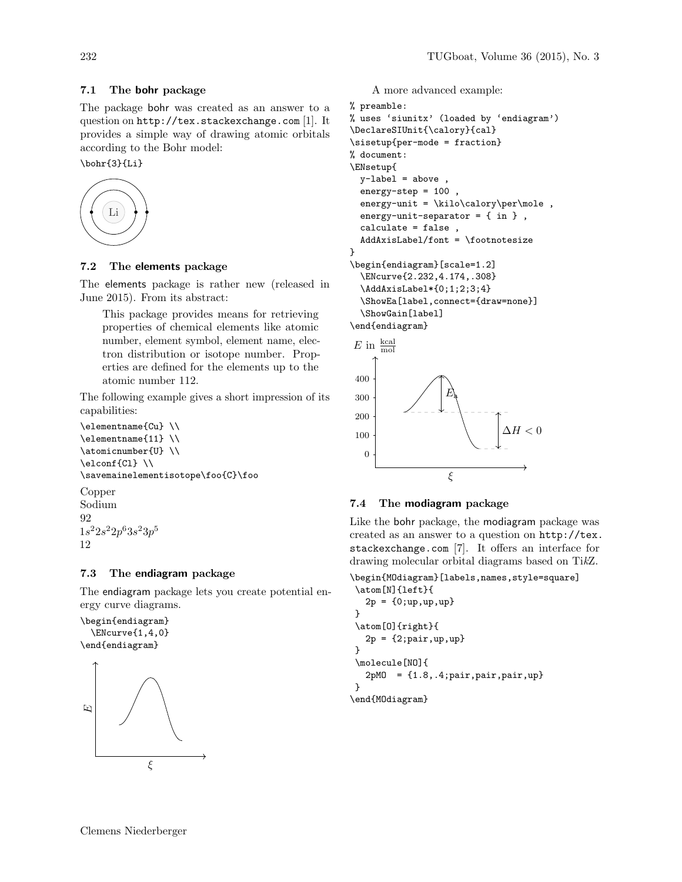### 7.1 The bohr package

The package bohr was created as an answer to a question on http://tex.stackexchange.com [1]. It provides a simple way of drawing atomic orbitals according to the Bohr model:

```
\bohr{3}{Li}
```

### 7.2 The elements package

The elements package is rather new (released in June 2015). From its abstract:

> This package provides means for retrieving properties of chemical elements like atomic number, element symbol, element name, electron distribution or isotope number. Properties are defined for the elements up to the atomic number 112.

The following example gives a short impression of its capabilities:

```
\elementname{Cu} \\
\elementname{11} \\
\atomicnumber{U} \\
\elconf{Cl} \\
\savemainelementisotope\foo{C}\foo
```

Copper
Sodium
92
$1s^2 2s^2 2p^6 3s^2 3p^5$
12

### 7.3 The endiagram package

The endiagram package lets you create potential energy curve diagrams.

```
\begin{endiagram}
  \ENcurve{1,4,0}
\end{endiagram}
```

A more advanced example:

```
% preamble:
% uses 'siunitx' (loaded by 'endiagram')
\DeclareSIUnit{\calory}{cal}
\sisetup{per-mode = fraction}
% document:
\ENsetup{
  y-label = above ,
  energy-step = 100 ,
  energy-unit = \kilo\calory\per\mole ,
  energy-unit-separator = { in } ,
  calculate = false ,
  AddAxisLabel/font = \footnotesize
}
\begin{endiagram}[scale=1.2]
  \ENcurve{2.232,4.174,.308}
  \AddAxisLabel*{0;1;2;3;4}
  \ShowEa[label,connect={draw=none}]
  \ShowGain[label]
\end{endiagram}
```

### 7.4 The modiagram package

Like the bohr package, the modiagram package was created as an answer to a question on http://tex.stackexchange.com [7]. It offers an interface for drawing molecular orbital diagrams based on TikZ.

```
\begin{MOdiagram}[labels,names,style=square]
 \atom[N]{left}{
   2p = {0;up,up,up}
 }
 \atom[O]{right}{
   2p = {2;pair,up,up}
 }
 \molecule[NO]{
   2pMO  = {1.8,.4;pair,pair,pair,up}
 }
\end{MOdiagram}
```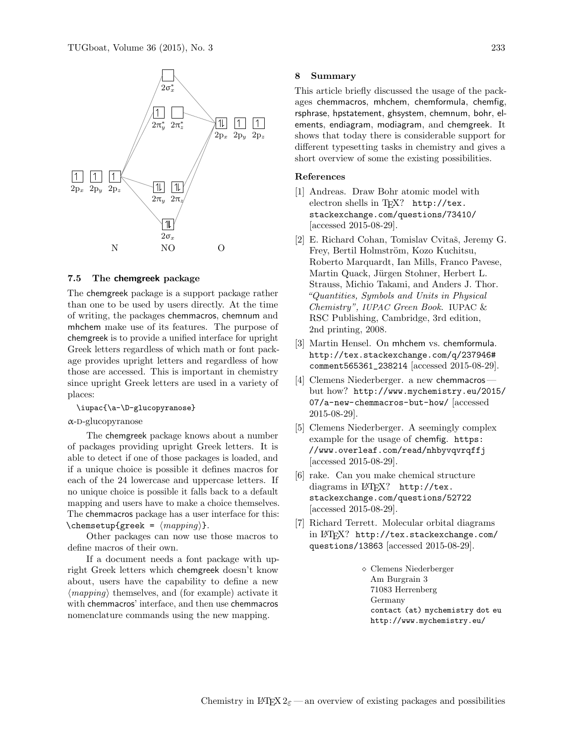$2\sigma^*_x$

$2\pi^*_y$ $2\pi^*_z$

$2p_x$ $2p_y$ $2p_z$

$2p_x$ $2p_y$ $2p_z$

$2\pi_y$ $2\pi_z$

$2\sigma_x$

N NO O

### 7.5 The chemgreek package

The chemgreek package is a support package rather than one to be used by users directly. At the time of writing, the packages chemmacros, chemnum and mhchem make use of its features. The purpose of chemgreek is to provide a unified interface for upright Greek letters regardless of which math or font package provides upright letters and regardless of how those are accessed. This is important in chemistry since upright Greek letters are used in a variety of places:

```
\iupac{\a-\D-glucopyranose}
```

α-D-glucopyranose

The chemgreek package knows about a number of packages providing upright Greek letters. It is able to detect if one of those packages is loaded, and if a unique choice is possible it defines macros for each of the 24 lowercase and uppercase letters. If no unique choice is possible it falls back to a default mapping and users have to make a choice themselves. The chemmacros package has a user interface for this: `\chemsetup{greek = ⟨mapping⟩}`.

Other packages can now use those macros to define macros of their own.

If a document needs a font package with upright Greek letters which chemgreek doesn't know about, users have the capability to define a new ⟨*mapping*⟩ themselves, and (for example) activate it with chemmacros' interface, and then use chemmacros nomenclature commands using the new mapping.

## 8 Summary

This article briefly discussed the usage of the packages chemmacros, mhchem, chemformula, chemfig, rsphrase, hpstatement, ghsystem, chemnum, bohr, elements, endiagram, modiagram, and chemgreek. It shows that today there is considerable support for different typesetting tasks in chemistry and gives a short overview of some the existing possibilities.

### References

[1] Andreas. Draw Bohr atomic model with electron shells in TeX? http://tex.stackexchange.com/questions/73410/ [accessed 2015-08-29].

[2] E. Richard Cohan, Tomislav Cvitaš, Jeremy G. Frey, Bertil Holmström, Kozo Kuchitsu, Roberto Marquardt, Ian Mills, Franco Pavese, Martin Quack, Jürgen Stohner, Herbert L. Strauss, Michio Takami, and Anders J. Thor. *"Quantities, Symbols and Units in Physical Chemistry", IUPAC Green Book.* IUPAC & RSC Publishing, Cambridge, 3rd edition, 2nd printing, 2008.

[3] Martin Hensel. On mhchem vs. chemformula. http://tex.stackexchange.com/q/237946#comment565361_238214 [accessed 2015-08-29].

[4] Clemens Niederberger. a new chemmacros— but how? http://www.mychemistry.eu/2015/07/a-new-chemmacros-but-how/ [accessed 2015-08-29].

[5] Clemens Niederberger. A seemingly complex example for the usage of chemfig. https://www.overleaf.com/read/nhbyvqvrqffj [accessed 2015-08-29].

[6] rake. Can you make chemical structure diagrams in LaTeX? http://tex.stackexchange.com/questions/52722 [accessed 2015-08-29].

[7] Richard Terrett. Molecular orbital diagrams in LaTeX? http://tex.stackexchange.com/questions/13863 [accessed 2015-08-29].

⋄ Clemens Niederberger
Am Burgrain 3
71083 Herrenberg
Germany
contact (at) mychemistry dot eu
http://www.mychemistry.eu/